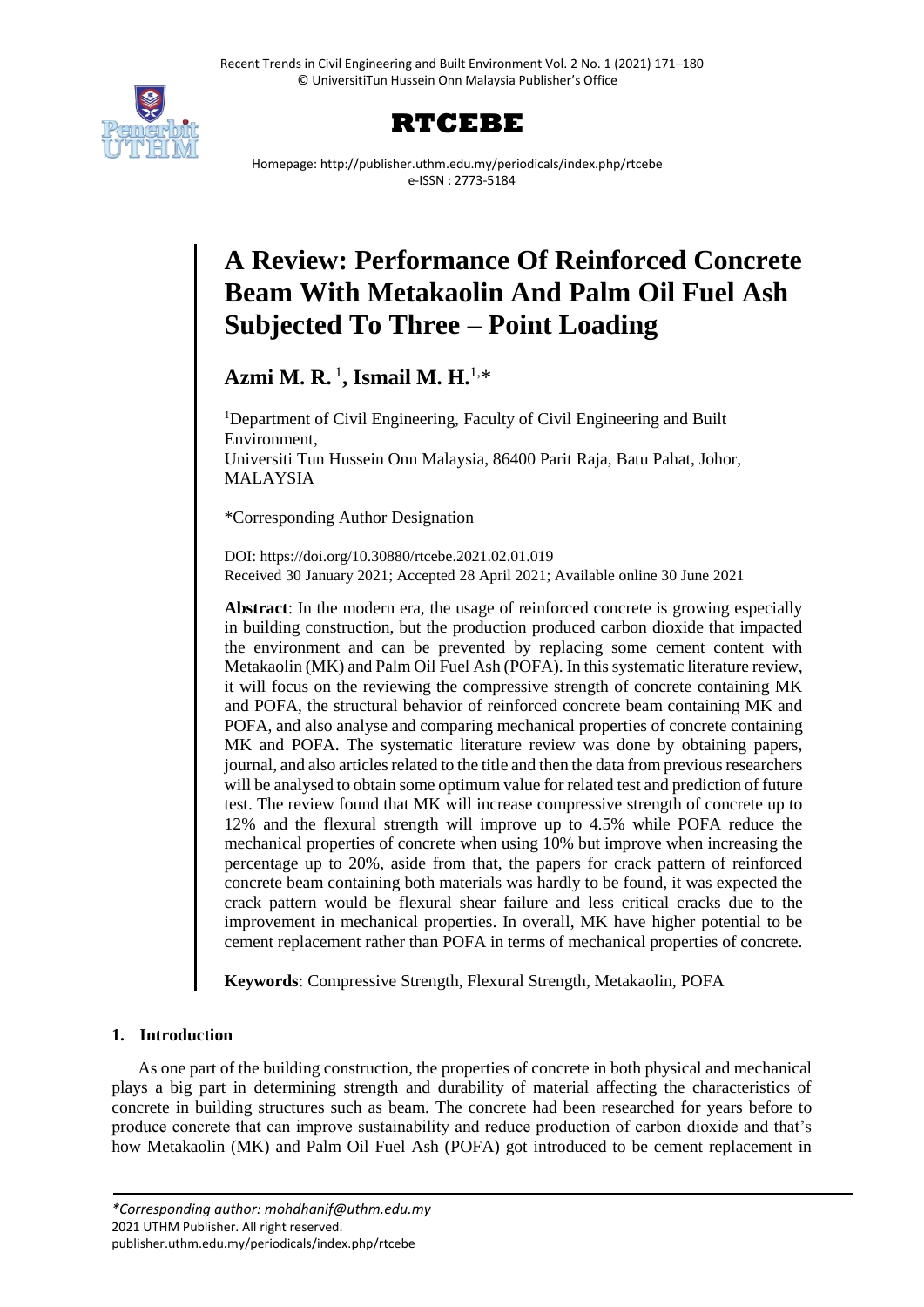# A Review: Performance Of Reinforced Concrete Beam With Metakaolin And Palm Oil Fuel Ash Subjected To Three – Point Loading

**Azmi M. R.** [1], **Ismail M. H.**[1,*]

[1]Department of Civil Engineering, Faculty of Civil Engineering and Built Environment,
Universiti Tun Hussein Onn Malaysia, 86400 Parit Raja, Batu Pahat, Johor, MALAYSIA

*Corresponding Author Designation

DOI: https://doi.org/10.30880/rtcebe.2021.02.01.019
Received 30 January 2021; Accepted 28 April 2021; Available online 30 June 2021

**Abstract**: In the modern era, the usage of reinforced concrete is growing especially in building construction, but the production produced carbon dioxide that impacted the environment and can be prevented by replacing some cement content with Metakaolin (MK) and Palm Oil Fuel Ash (POFA). In this systematic literature review, it will focus on the reviewing the compressive strength of concrete containing MK and POFA, the structural behavior of reinforced concrete beam containing MK and POFA, and also analyse and comparing mechanical properties of concrete containing MK and POFA. The systematic literature review was done by obtaining papers, journal, and also articles related to the title and then the data from previous researchers will be analysed to obtain some optimum value for related test and prediction of future test. The review found that MK will increase compressive strength of concrete up to 12% and the flexural strength will improve up to 4.5% while POFA reduce the mechanical properties of concrete when using 10% but improve when increasing the percentage up to 20%, aside from that, the papers for crack pattern of reinforced concrete beam containing both materials was hardly to be found, it was expected the crack pattern would be flexural shear failure and less critical cracks due to the improvement in mechanical properties. In overall, MK have higher potential to be cement replacement rather than POFA in terms of mechanical properties of concrete.

**Keywords**: Compressive Strength, Flexural Strength, Metakaolin, POFA

## 1. Introduction

As one part of the building construction, the properties of concrete in both physical and mechanical plays a big part in determining strength and durability of material affecting the characteristics of concrete in building structures such as beam. The concrete had been researched for years before to produce concrete that can improve sustainability and reduce production of carbon dioxide and that's how Metakaolin (MK) and Palm Oil Fuel Ash (POFA) got introduced to be cement replacement in

*\*Corresponding author: mohdhanif@uthm.edu.my*
2021 UTHM Publisher. All right reserved.
publisher.uthm.edu.my/periodicals/index.php/rtcebe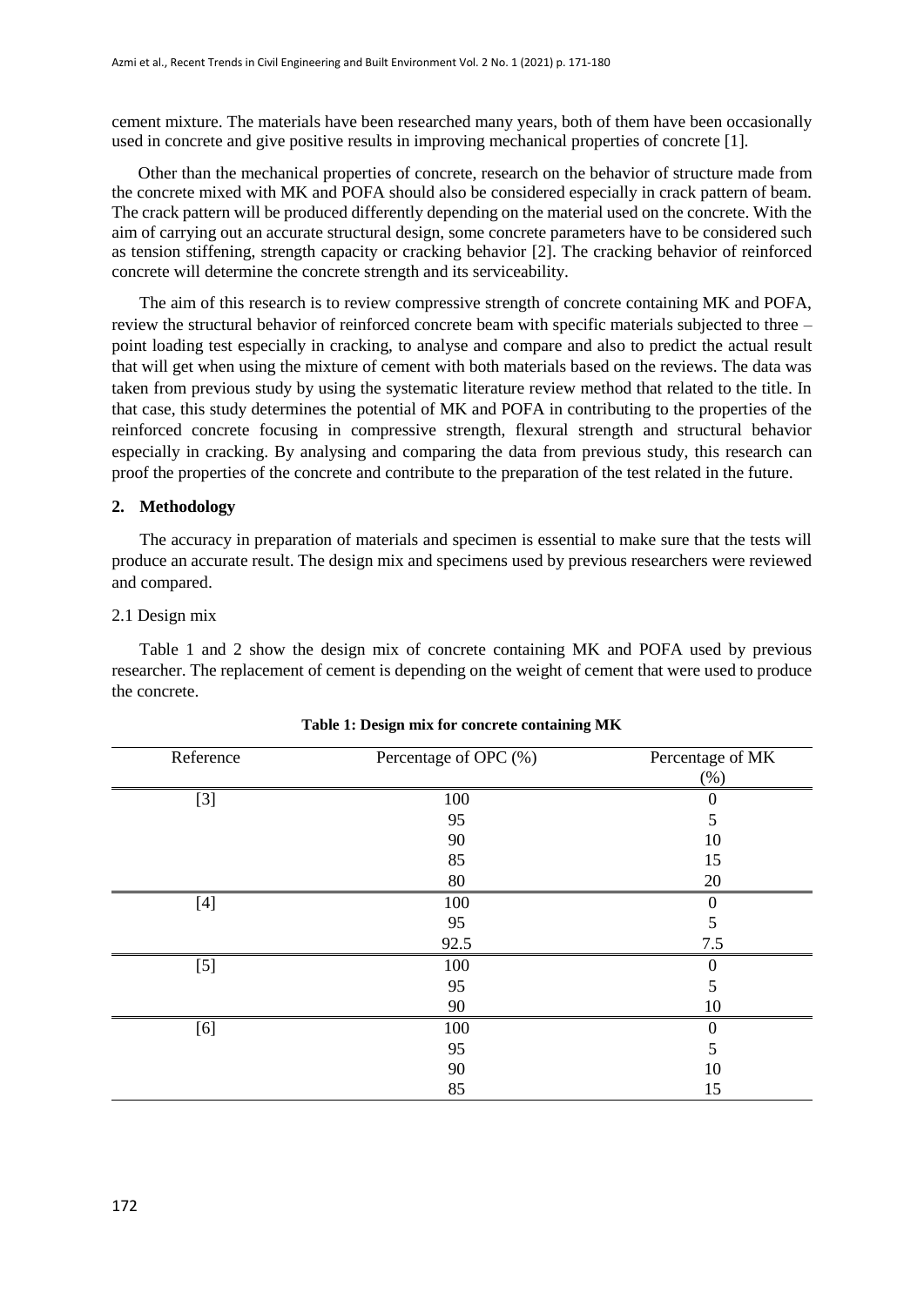cement mixture. The materials have been researched many years, both of them have been occasionally used in concrete and give positive results in improving mechanical properties of concrete [1].

Other than the mechanical properties of concrete, research on the behavior of structure made from the concrete mixed with MK and POFA should also be considered especially in crack pattern of beam. The crack pattern will be produced differently depending on the material used on the concrete. With the aim of carrying out an accurate structural design, some concrete parameters have to be considered such as tension stiffening, strength capacity or cracking behavior [2]. The cracking behavior of reinforced concrete will determine the concrete strength and its serviceability.

The aim of this research is to review compressive strength of concrete containing MK and POFA, review the structural behavior of reinforced concrete beam with specific materials subjected to three – point loading test especially in cracking, to analyse and compare and also to predict the actual result that will get when using the mixture of cement with both materials based on the reviews. The data was taken from previous study by using the systematic literature review method that related to the title. In that case, this study determines the potential of MK and POFA in contributing to the properties of the reinforced concrete focusing in compressive strength, flexural strength and structural behavior especially in cracking. By analysing and comparing the data from previous study, this research can proof the properties of the concrete and contribute to the preparation of the test related in the future.

## 2. Methodology

The accuracy in preparation of materials and specimen is essential to make sure that the tests will produce an accurate result. The design mix and specimens used by previous researchers were reviewed and compared.

### 2.1 Design mix

Table 1 and 2 show the design mix of concrete containing MK and POFA used by previous researcher. The replacement of cement is depending on the weight of cement that were used to produce the concrete.

**Table 1: Design mix for concrete containing MK**

| Reference | Percentage of OPC (%) | Percentage of MK (%) |
|---|---|---|
| [3] | 100 | 0 |
| | 95 | 5 |
| | 90 | 10 |
| | 85 | 15 |
| | 80 | 20 |
| [4] | 100 | 0 |
| | 95 | 5 |
| | 92.5 | 7.5 |
| [5] | 100 | 0 |
| | 95 | 5 |
| | 90 | 10 |
| [6] | 100 | 0 |
| | 95 | 5 |
| | 90 | 10 |
| | 85 | 15 |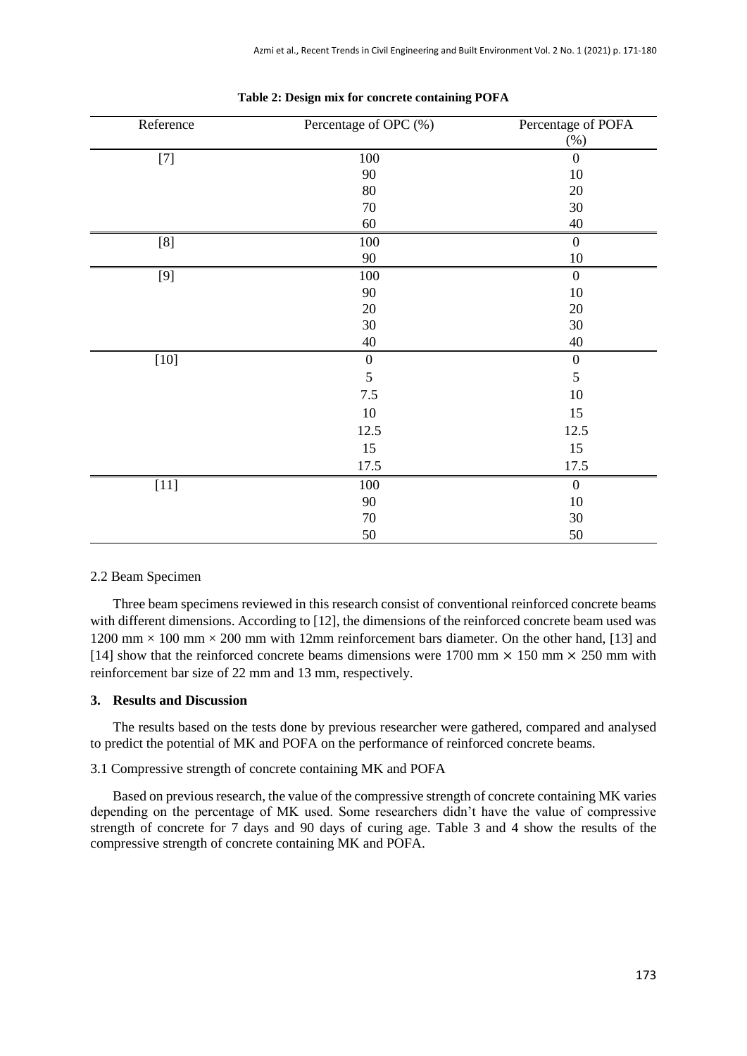**Table 2: Design mix for concrete containing POFA**

| Reference | Percentage of OPC (%) | Percentage of POFA (%) |
|---|---|---|
| [7] | 100 | 0 |
| | 90 | 10 |
| | 80 | 20 |
| | 70 | 30 |
| | 60 | 40 |
| [8] | 100 | 0 |
| | 90 | 10 |
| [9] | 100 | 0 |
| | 90 | 10 |
| | 20 | 20 |
| | 30 | 30 |
| | 40 | 40 |
| [10] | 0 | 0 |
| | 5 | 5 |
| | 7.5 | 10 |
| | 10 | 15 |
| | 12.5 | 12.5 |
| | 15 | 15 |
| | 17.5 | 17.5 |
| [11] | 100 | 0 |
| | 90 | 10 |
| | 70 | 30 |
| | 50 | 50 |

### 2.2 Beam Specimen

Three beam specimens reviewed in this research consist of conventional reinforced concrete beams with different dimensions. According to [12], the dimensions of the reinforced concrete beam used was 1200 mm × 100 mm × 200 mm with 12mm reinforcement bars diameter. On the other hand, [13] and [14] show that the reinforced concrete beams dimensions were 1700 mm × 150 mm × 250 mm with reinforcement bar size of 22 mm and 13 mm, respectively.

## 3. Results and Discussion

The results based on the tests done by previous researcher were gathered, compared and analysed to predict the potential of MK and POFA on the performance of reinforced concrete beams.

### 3.1 Compressive strength of concrete containing MK and POFA

Based on previous research, the value of the compressive strength of concrete containing MK varies depending on the percentage of MK used. Some researchers didn't have the value of compressive strength of concrete for 7 days and 90 days of curing age. Table 3 and 4 show the results of the compressive strength of concrete containing MK and POFA.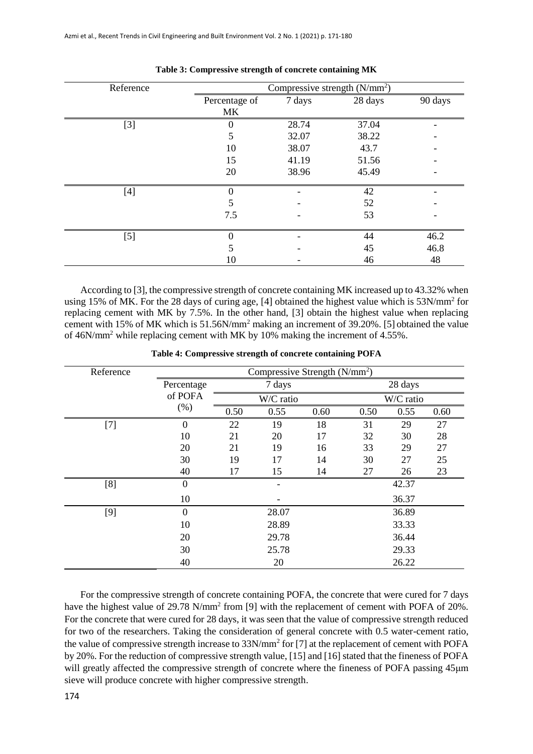**Table 3: Compressive strength of concrete containing MK**

| Reference | Compressive strength ($N/mm^2$) | | | |
|---|---|---|---|---|
| | Percentage of MK | 7 days | 28 days | 90 days |
| [3] | 0 | 28.74 | 37.04 | - |
| | 5 | 32.07 | 38.22 | - |
| | 10 | 38.07 | 43.7 | - |
| | 15 | 41.19 | 51.56 | - |
| | 20 | 38.96 | 45.49 | - |
| [4] | 0 | - | 42 | - |
| | 5 | - | 52 | - |
| | 7.5 | - | 53 | - |
| [5] | 0 | - | 44 | 46.2 |
| | 5 | - | 45 | 46.8 |
| | 10 | - | 46 | 48 |

According to [3], the compressive strength of concrete containing MK increased up to 43.32% when using 15% of MK. For the 28 days of curing age, [4] obtained the highest value which is $53N/mm^2$ for replacing cement with MK by 7.5%. In the other hand, [3] obtain the highest value when replacing cement with 15% of MK which is $51.56N/mm^2$ making an increment of 39.20%. [5] obtained the value of $46N/mm^2$ while replacing cement with MK by 10% making the increment of 4.55%.

**Table 4: Compressive strength of concrete containing POFA**

| Reference | Compressive Strength ($N/mm^2$) | | | | | | |
|---|---|---|---|---|---|---|---|
| | Percentage of POFA (%) | 7 days | | | 28 days | | |
| | | W/C ratio | | | W/C ratio | | |
| | | 0.50 | 0.55 | 0.60 | 0.50 | 0.55 | 0.60 |
| [7] | 0 | 22 | 19 | 18 | 31 | 29 | 27 |
| | 10 | 21 | 20 | 17 | 32 | 30 | 28 |
| | 20 | 21 | 19 | 16 | 33 | 29 | 27 |
| | 30 | 19 | 17 | 14 | 30 | 27 | 25 |
| | 40 | 17 | 15 | 14 | 27 | 26 | 23 |
| [8] | 0 | | - | | | 42.37 | |
| | 10 | | - | | | 36.37 | |
| [9] | 0 | | 28.07 | | | 36.89 | |
| | 10 | | 28.89 | | | 33.33 | |
| | 20 | | 29.78 | | | 36.44 | |
| | 30 | | 25.78 | | | 29.33 | |
| | 40 | | 20 | | | 26.22 | |

For the compressive strength of concrete containing POFA, the concrete that were cured for 7 days have the highest value of 29.78 $N/mm^2$ from [9] with the replacement of cement with POFA of 20%. For the concrete that were cured for 28 days, it was seen that the value of compressive strength reduced for two of the researchers. Taking the consideration of general concrete with 0.5 water-cement ratio, the value of compressive strength increase to $33N/mm^2$ for [7] at the replacement of cement with POFA by 20%. For the reduction of compressive strength value, [15] and [16] stated that the fineness of POFA will greatly affected the compressive strength of concrete where the fineness of POFA passing 45μm sieve will produce concrete with higher compressive strength.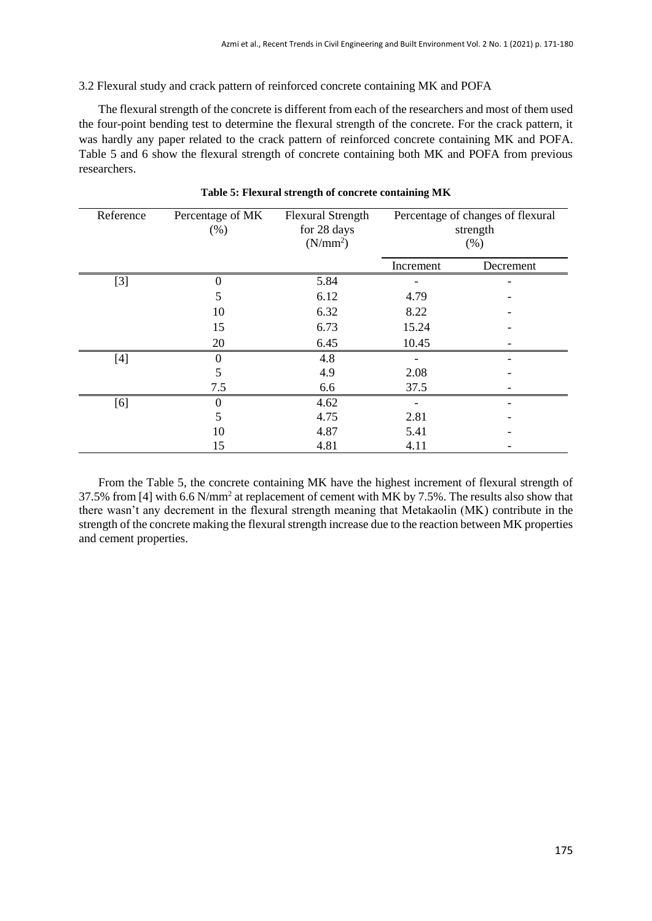3.2 Flexural study and crack pattern of reinforced concrete containing MK and POFA

The flexural strength of the concrete is different from each of the researchers and most of them used the four-point bending test to determine the flexural strength of the concrete. For the crack pattern, it was hardly any paper related to the crack pattern of reinforced concrete containing MK and POFA. Table 5 and 6 show the flexural strength of concrete containing both MK and POFA from previous researchers.

**Table 5: Flexural strength of concrete containing MK**

| Reference | Percentage of MK (%) | Flexural Strength for 28 days ($N/mm^2$) | Percentage of changes of flexural strength (%) | |
|---|---|---|---|---|
| | | | Increment | Decrement |
| [3] | 0 | 5.84 | - | - |
| | 5 | 6.12 | 4.79 | - |
| | 10 | 6.32 | 8.22 | - |
| | 15 | 6.73 | 15.24 | - |
| | 20 | 6.45 | 10.45 | - |
| [4] | 0 | 4.8 | - | - |
| | 5 | 4.9 | 2.08 | - |
| | 7.5 | 6.6 | 37.5 | - |
| [6] | 0 | 4.62 | - | - |
| | 5 | 4.75 | 2.81 | - |
| | 10 | 4.87 | 5.41 | - |
| | 15 | 4.81 | 4.11 | - |

From the Table 5, the concrete containing MK have the highest increment of flexural strength of 37.5% from [4] with 6.6 $N/mm^2$ at replacement of cement with MK by 7.5%. The results also show that there wasn't any decrement in the flexural strength meaning that Metakaolin (MK) contribute in the strength of the concrete making the flexural strength increase due to the reaction between MK properties and cement properties.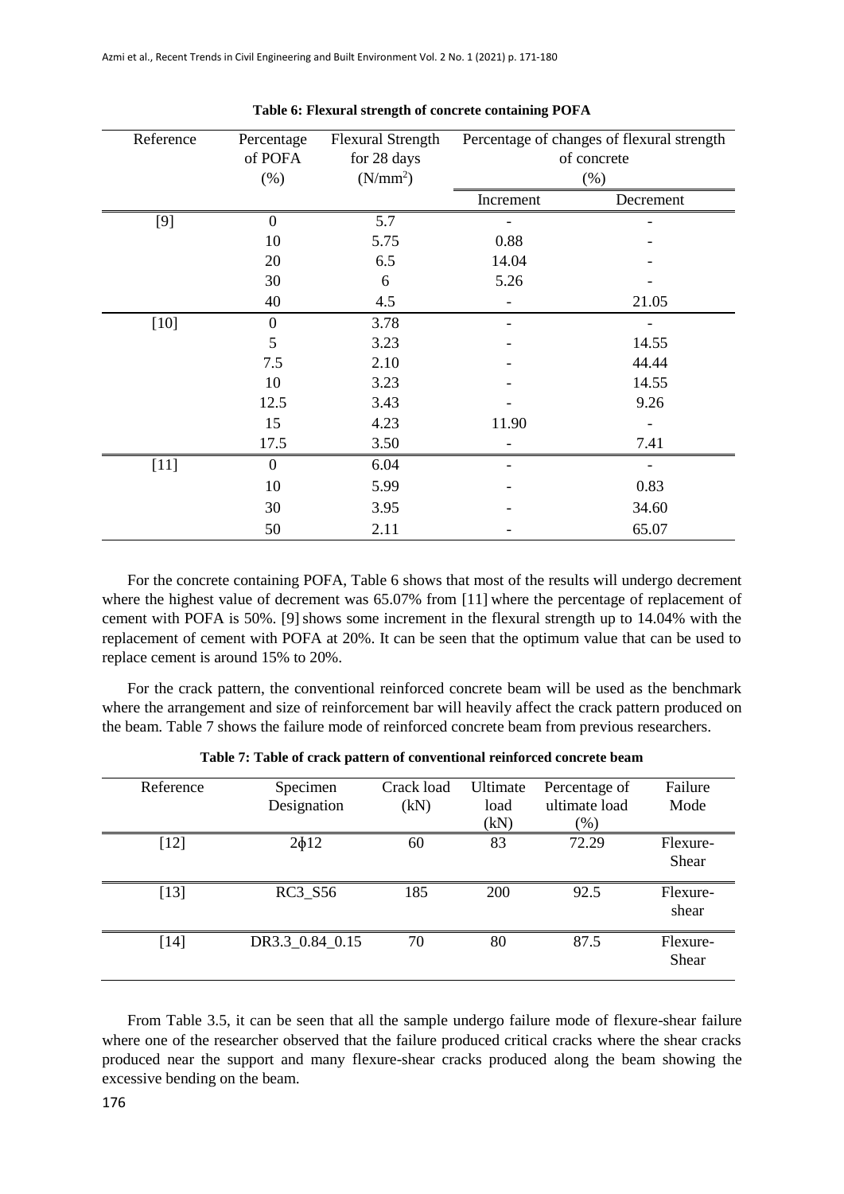**Table 6: Flexural strength of concrete containing POFA**

| Reference | Percentage of POFA (%) | Flexural Strength for 28 days ($N/mm^2$) | Percentage of changes of flexural strength of concrete (%) | |
|---|---|---|---|---|
| | | | Increment | Decrement |
| [9] | 0 | 5.7 | - | - |
| | 10 | 5.75 | 0.88 | - |
| | 20 | 6.5 | 14.04 | - |
| | 30 | 6 | 5.26 | - |
| | 40 | 4.5 | - | 21.05 |
| [10] | 0 | 3.78 | - | - |
| | 5 | 3.23 | - | 14.55 |
| | 7.5 | 2.10 | - | 44.44 |
| | 10 | 3.23 | - | 14.55 |
| | 12.5 | 3.43 | - | 9.26 |
| | 15 | 4.23 | 11.90 | - |
| | 17.5 | 3.50 | - | 7.41 |
| [11] | 0 | 6.04 | - | - |
| | 10 | 5.99 | - | 0.83 |
| | 30 | 3.95 | - | 34.60 |
| | 50 | 2.11 | - | 65.07 |

For the concrete containing POFA, Table 6 shows that most of the results will undergo decrement where the highest value of decrement was 65.07% from [11] where the percentage of replacement of cement with POFA is 50%. [9] shows some increment in the flexural strength up to 14.04% with the replacement of cement with POFA at 20%. It can be seen that the optimum value that can be used to replace cement is around 15% to 20%.

For the crack pattern, the conventional reinforced concrete beam will be used as the benchmark where the arrangement and size of reinforcement bar will heavily affect the crack pattern produced on the beam. Table 7 shows the failure mode of reinforced concrete beam from previous researchers.

**Table 7: Table of crack pattern of conventional reinforced concrete beam**

| Reference | Specimen Designation | Crack load (kN) | Ultimate load (kN) | Percentage of ultimate load (%) | Failure Mode |
|---|---|---|---|---|---|
| [12] | 2ϕ12 | 60 | 83 | 72.29 | Flexure-Shear |
| [13] | RC3_S56 | 185 | 200 | 92.5 | Flexure-shear |
| [14] | DR3.3_0.84_0.15 | 70 | 80 | 87.5 | Flexure-Shear |

From Table 3.5, it can be seen that all the sample undergo failure mode of flexure-shear failure where one of the researcher observed that the failure produced critical cracks where the shear cracks produced near the support and many flexure-shear cracks produced along the beam showing the excessive bending on the beam.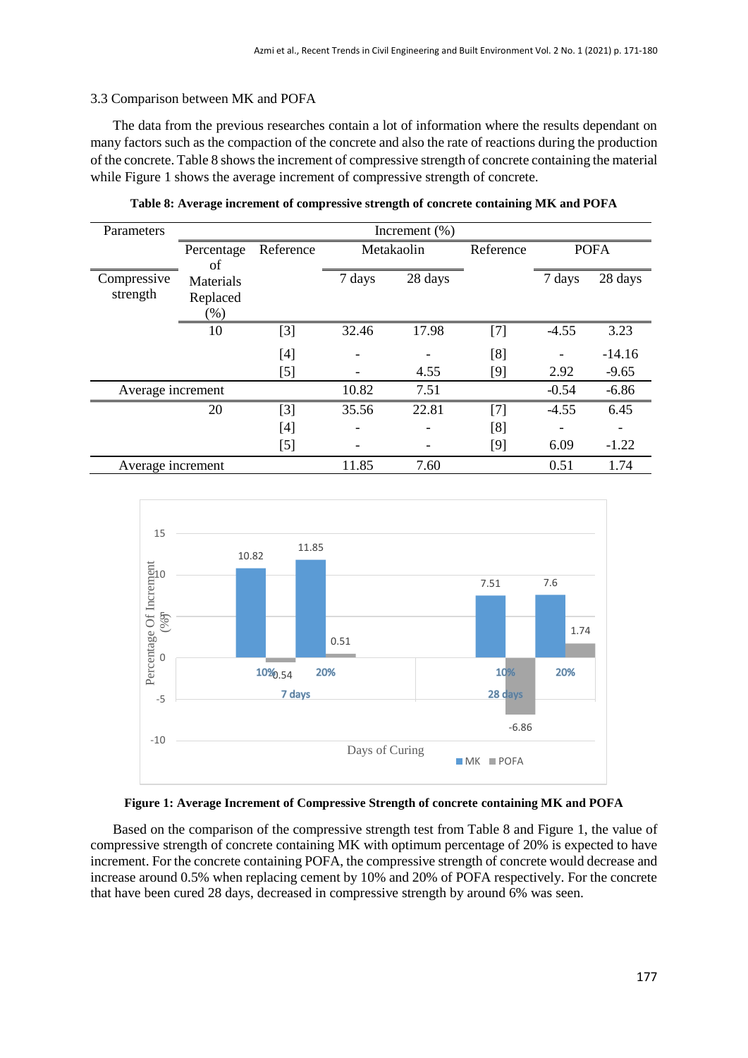### 3.3 Comparison between MK and POFA

The data from the previous researches contain a lot of information where the results dependant on many factors such as the compaction of the concrete and also the rate of reactions during the production of the concrete. Table 8 shows the increment of compressive strength of concrete containing the material while Figure 1 shows the average increment of compressive strength of concrete.

**Table 8: Average increment of compressive strength of concrete containing MK and POFA**

| Parameters | Increment (%) | | | | | | |
|---|---|---|---|---|---|---|---|
| | Percentage of Materials Replaced (%) | Reference | Metakaolin | | Reference | POFA | |
| Compressive strength | | | 7 days | 28 days | | 7 days | 28 days |
| | 10 | [3] | 32.46 | 17.98 | [7] | -4.55 | 3.23 |
| | | [4] | - | - | [8] | - | -14.16 |
| | | [5] | - | 4.55 | [9] | 2.92 | -9.65 |
| Average increment | | | 10.82 | 7.51 | | -0.54 | -6.86 |
| | 20 | [3] | 35.56 | 22.81 | [7] | -4.55 | 6.45 |
| | | [4] | - | - | [8] | - | - |
| | | [5] | - | - | [9] | 6.09 | -1.22 |
| Average increment | | | 11.85 | 7.60 | | 0.51 | 1.74 |

**Figure 1: Average Increment of Compressive Strength of concrete containing MK and POFA**

Based on the comparison of the compressive strength test from Table 8 and Figure 1, the value of compressive strength of concrete containing MK with optimum percentage of 20% is expected to have increment. For the concrete containing POFA, the compressive strength of concrete would decrease and increase around 0.5% when replacing cement by 10% and 20% of POFA respectively. For the concrete that have been cured 28 days, decreased in compressive strength by around 6% was seen.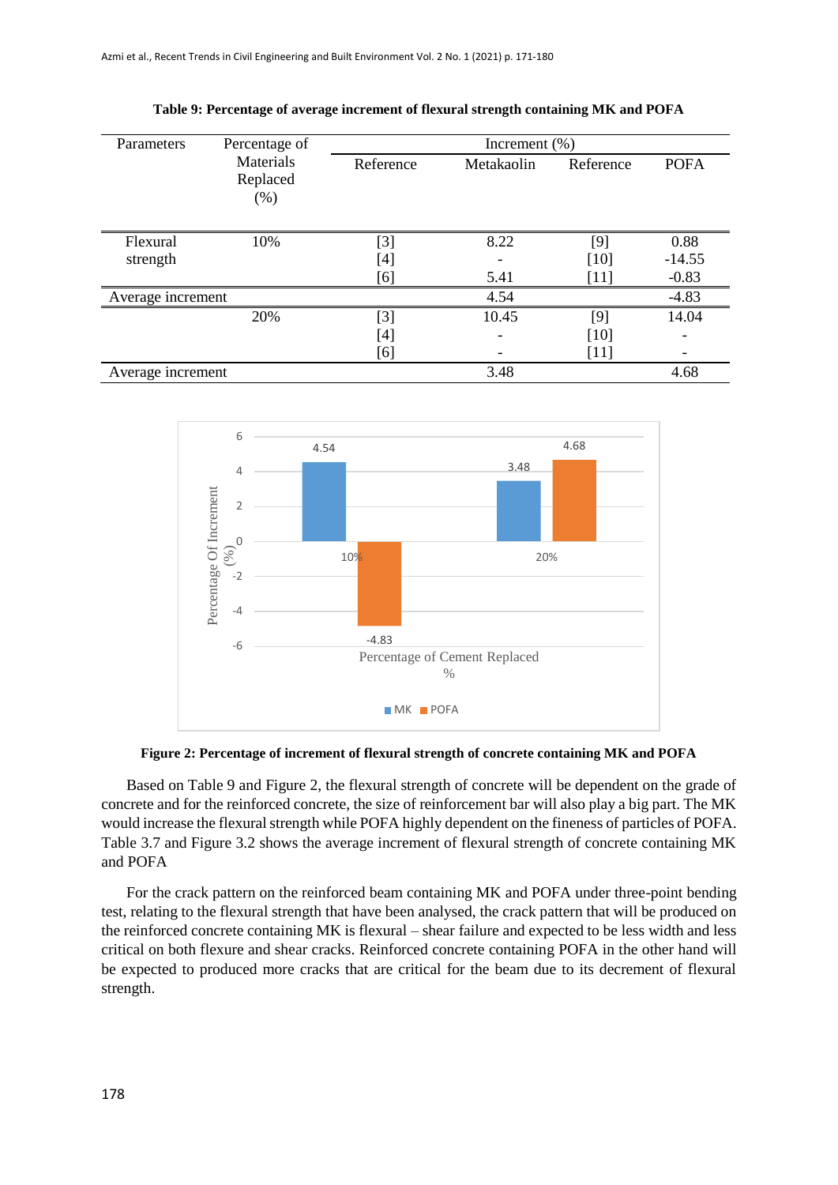**Table 9: Percentage of average increment of flexural strength containing MK and POFA**

| Parameters | Percentage of Materials Replaced (%) | Increment (%) | | | |
|---|---|---|---|---|---|
| | | Reference | Metakaolin | Reference | POFA |
| Flexural strength | 10% | [3] | 8.22 | [9] | 0.88 |
| | | [4] | - | [10] | -14.55 |
| | | [6] | 5.41 | [11] | -0.83 |
| Average increment | | | 4.54 | | -4.83 |
| | 20% | [3] | 10.45 | [9] | 14.04 |
| | | [4] | - | [10] | - |
| | | [6] | - | [11] | - |
| Average increment | | | 3.48 | | 4.68 |

**Figure 2: Percentage of increment of flexural strength of concrete containing MK and POFA**

Based on Table 9 and Figure 2, the flexural strength of concrete will be dependent on the grade of concrete and for the reinforced concrete, the size of reinforcement bar will also play a big part. The MK would increase the flexural strength while POFA highly dependent on the fineness of particles of POFA. Table 3.7 and Figure 3.2 shows the average increment of flexural strength of concrete containing MK and POFA

For the crack pattern on the reinforced beam containing MK and POFA under three-point bending test, relating to the flexural strength that have been analysed, the crack pattern that will be produced on the reinforced concrete containing MK is flexural – shear failure and expected to be less width and less critical on both flexure and shear cracks. Reinforced concrete containing POFA in the other hand will be expected to produced more cracks that are critical for the beam due to its decrement of flexural strength.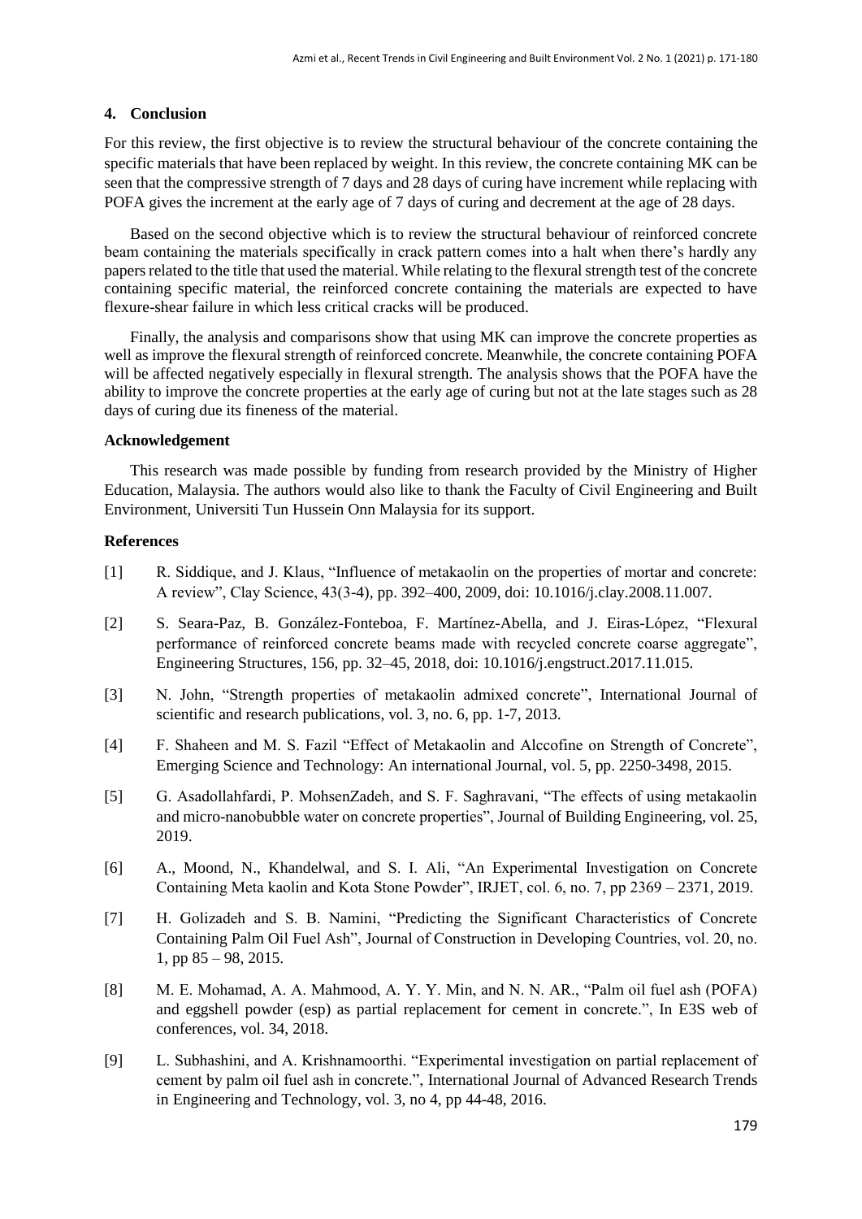## 4. Conclusion

For this review, the first objective is to review the structural behaviour of the concrete containing the specific materials that have been replaced by weight. In this review, the concrete containing MK can be seen that the compressive strength of 7 days and 28 days of curing have increment while replacing with POFA gives the increment at the early age of 7 days of curing and decrement at the age of 28 days.

Based on the second objective which is to review the structural behaviour of reinforced concrete beam containing the materials specifically in crack pattern comes into a halt when there's hardly any papers related to the title that used the material. While relating to the flexural strength test of the concrete containing specific material, the reinforced concrete containing the materials are expected to have flexure-shear failure in which less critical cracks will be produced.

Finally, the analysis and comparisons show that using MK can improve the concrete properties as well as improve the flexural strength of reinforced concrete. Meanwhile, the concrete containing POFA will be affected negatively especially in flexural strength. The analysis shows that the POFA have the ability to improve the concrete properties at the early age of curing but not at the late stages such as 28 days of curing due its fineness of the material.

### Acknowledgement

This research was made possible by funding from research provided by the Ministry of Higher Education, Malaysia. The authors would also like to thank the Faculty of Civil Engineering and Built Environment, Universiti Tun Hussein Onn Malaysia for its support.

### References

[1] R. Siddique, and J. Klaus, "Influence of metakaolin on the properties of mortar and concrete: A review", Clay Science, 43(3-4), pp. 392–400, 2009, doi: 10.1016/j.clay.2008.11.007.

[2] S. Seara-Paz, B. González-Fonteboa, F. Martínez-Abella, and J. Eiras-López, "Flexural performance of reinforced concrete beams made with recycled concrete coarse aggregate", Engineering Structures, 156, pp. 32–45, 2018, doi: 10.1016/j.engstruct.2017.11.015.

[3] N. John, "Strength properties of metakaolin admixed concrete", International Journal of scientific and research publications, vol. 3, no. 6, pp. 1-7, 2013.

[4] F. Shaheen and M. S. Fazil "Effect of Metakaolin and Alccofine on Strength of Concrete", Emerging Science and Technology: An international Journal, vol. 5, pp. 2250-3498, 2015.

[5] G. Asadollahfardi, P. MohsenZadeh, and S. F. Saghravani, "The effects of using metakaolin and micro-nanobubble water on concrete properties", Journal of Building Engineering, vol. 25, 2019.

[6] A., Moond, N., Khandelwal, and S. I. Ali, "An Experimental Investigation on Concrete Containing Meta kaolin and Kota Stone Powder", IRJET, col. 6, no. 7, pp 2369 – 2371, 2019.

[7] H. Golizadeh and S. B. Namini, "Predicting the Significant Characteristics of Concrete Containing Palm Oil Fuel Ash", Journal of Construction in Developing Countries, vol. 20, no. 1, pp 85 – 98, 2015.

[8] M. E. Mohamad, A. A. Mahmood, A. Y. Y. Min, and N. N. AR., "Palm oil fuel ash (POFA) and eggshell powder (esp) as partial replacement for cement in concrete.", In E3S web of conferences, vol. 34, 2018.

[9] L. Subhashini, and A. Krishnamoorthi. "Experimental investigation on partial replacement of cement by palm oil fuel ash in concrete.", International Journal of Advanced Research Trends in Engineering and Technology, vol. 3, no 4, pp 44-48, 2016.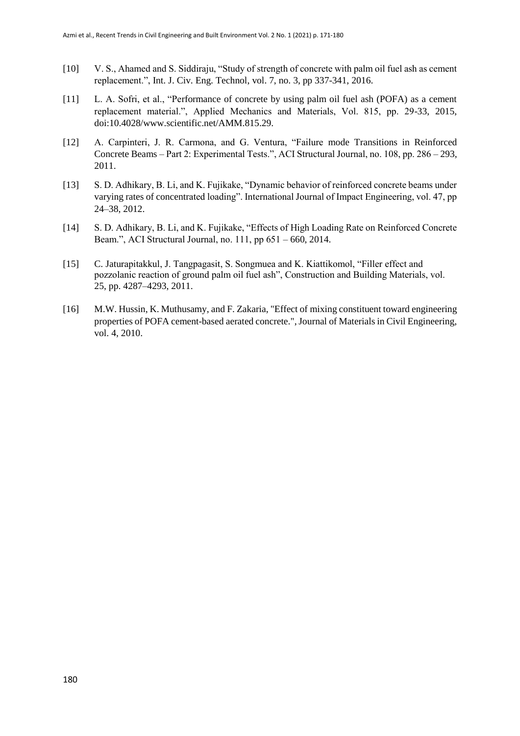[10] V. S., Ahamed and S. Siddiraju, "Study of strength of concrete with palm oil fuel ash as cement replacement.", Int. J. Civ. Eng. Technol, vol. 7, no. 3, pp 337-341, 2016.

[11] L. A. Sofri, et al., "Performance of concrete by using palm oil fuel ash (POFA) as a cement replacement material.", Applied Mechanics and Materials, Vol. 815, pp. 29-33, 2015, doi:10.4028/www.scientific.net/AMM.815.29.

[12] A. Carpinteri, J. R. Carmona, and G. Ventura, "Failure mode Transitions in Reinforced Concrete Beams – Part 2: Experimental Tests.", ACI Structural Journal, no. 108, pp. 286 – 293, 2011.

[13] S. D. Adhikary, B. Li, and K. Fujikake, "Dynamic behavior of reinforced concrete beams under varying rates of concentrated loading". International Journal of Impact Engineering, vol. 47, pp 24–38, 2012.

[14] S. D. Adhikary, B. Li, and K. Fujikake, "Effects of High Loading Rate on Reinforced Concrete Beam.", ACI Structural Journal, no. 111, pp 651 – 660, 2014.

[15] C. Jaturapitakkul, J. Tangpagasit, S. Songmuea and K. Kiattikomol, "Filler effect and pozzolanic reaction of ground palm oil fuel ash", Construction and Building Materials, vol. 25, pp. 4287–4293, 2011.

[16] M.W. Hussin, K. Muthusamy, and F. Zakaria, "Effect of mixing constituent toward engineering properties of POFA cement-based aerated concrete.", Journal of Materials in Civil Engineering, vol. 4, 2010.